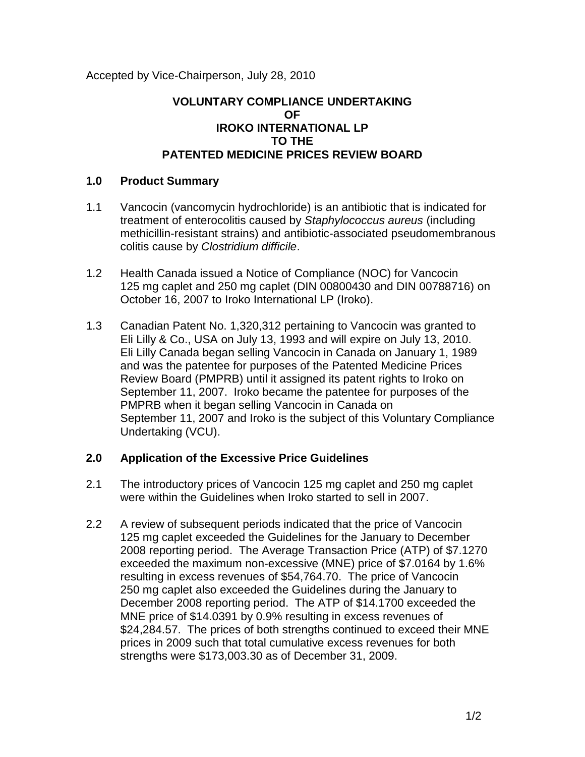Accepted by Vice-Chairperson, July 28, 2010

# VOLUNTARY COMPLIANCE UNDERTAKING OF IROKO INTERNATIONAL LP TO THE PATENTED MEDICINE PRICES REVIEW BOARD

## 1.0 Product Summary

1.1 Vancocin (vancomycin hydrochloride) is an antibiotic that is indicated for treatment of enterocolitis caused by *Staphylococcus aureus* (including methicillin-resistant strains) and antibiotic-associated pseudomembranous colitis cause by *Clostridium difficile*.

1.2 Health Canada issued a Notice of Compliance (NOC) for Vancocin 125 mg caplet and 250 mg caplet (DIN 00800430 and DIN 00788716) on October 16, 2007 to Iroko International LP (Iroko).

1.3 Canadian Patent No. 1,320,312 pertaining to Vancocin was granted to Eli Lilly & Co., USA on July 13, 1993 and will expire on July 13, 2010. Eli Lilly Canada began selling Vancocin in Canada on January 1, 1989 and was the patentee for purposes of the Patented Medicine Prices Review Board (PMPRB) until it assigned its patent rights to Iroko on September 11, 2007. Iroko became the patentee for purposes of the PMPRB when it began selling Vancocin in Canada on September 11, 2007 and Iroko is the subject of this Voluntary Compliance Undertaking (VCU).

## 2.0 Application of the Excessive Price Guidelines

2.1 The introductory prices of Vancocin 125 mg caplet and 250 mg caplet were within the Guidelines when Iroko started to sell in 2007.

2.2 A review of subsequent periods indicated that the price of Vancocin 125 mg caplet exceeded the Guidelines for the January to December 2008 reporting period. The Average Transaction Price (ATP) of $7.1270 exceeded the maximum non-excessive (MNE) price of $7.0164 by 1.6% resulting in excess revenues of $54,764.70. The price of Vancocin 250 mg caplet also exceeded the Guidelines during the January to December 2008 reporting period. The ATP of $14.1700 exceeded the MNE price of $14.0391 by 0.9% resulting in excess revenues of $24,284.57. The prices of both strengths continued to exceed their MNE prices in 2009 such that total cumulative excess revenues for both strengths were $173,003.30 as of December 31, 2009.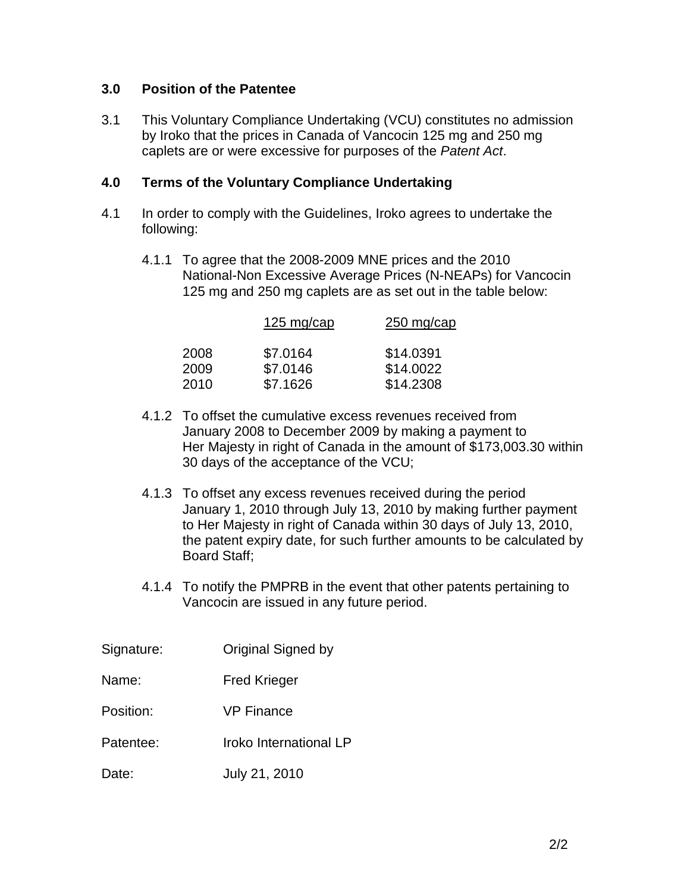## 3.0 Position of the Patentee

3.1 This Voluntary Compliance Undertaking (VCU) constitutes no admission by Iroko that the prices in Canada of Vancocin 125 mg and 250 mg caplets are or were excessive for purposes of the *Patent Act*.

## 4.0 Terms of the Voluntary Compliance Undertaking

4.1 In order to comply with the Guidelines, Iroko agrees to undertake the following:

4.1.1 To agree that the 2008-2009 MNE prices and the 2010 National-Non Excessive Average Prices (N-NEAPs) for Vancocin 125 mg and 250 mg caplets are as set out in the table below:

| | 125 mg/cap | 250 mg/cap |
|---|---|---|
| 2008 | \$7.0164 | \$14.0391 |
| 2009 | \$7.0146 | \$14.0022 |
| 2010 | \$7.1626 | \$14.2308 |

4.1.2 To offset the cumulative excess revenues received from January 2008 to December 2009 by making a payment to Her Majesty in right of Canada in the amount of \$173,003.30 within 30 days of the acceptance of the VCU;

4.1.3 To offset any excess revenues received during the period January 1, 2010 through July 13, 2010 by making further payment to Her Majesty in right of Canada within 30 days of July 13, 2010, the patent expiry date, for such further amounts to be calculated by Board Staff;

4.1.4 To notify the PMPRB in the event that other patents pertaining to Vancocin are issued in any future period.

Signature: Original Signed by

Name: Fred Krieger

Position: VP Finance

Patentee: Iroko International LP

Date: July 21, 2010